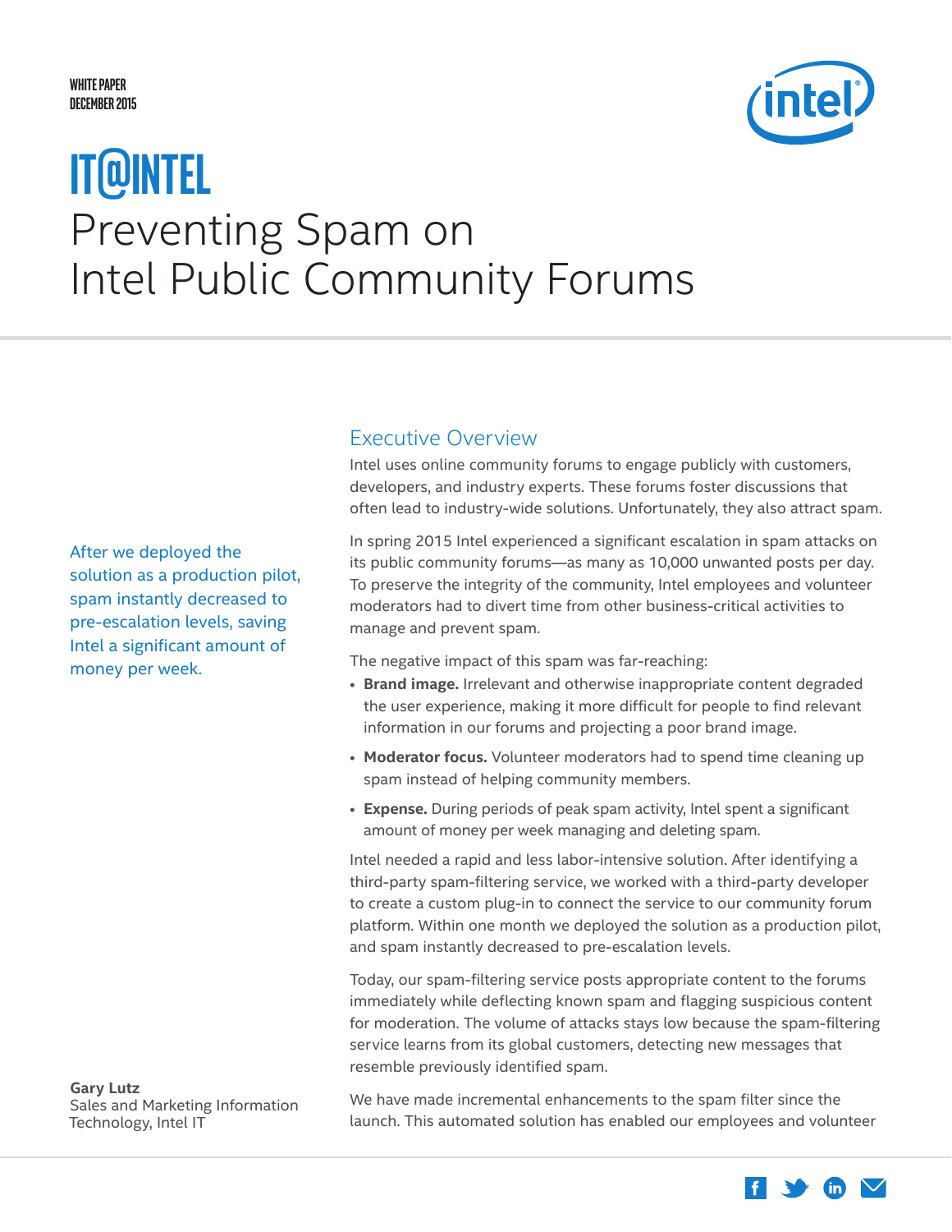WHITE PAPER
DECEMBER 2015

# IT@INTEL
# Preventing Spam on Intel Public Community Forums

After we deployed the solution as a production pilot, spam instantly decreased to pre-escalation levels, saving Intel a significant amount of money per week.

**Gary Lutz**
Sales and Marketing Information Technology, Intel IT

## Executive Overview

Intel uses online community forums to engage publicly with customers, developers, and industry experts. These forums foster discussions that often lead to industry-wide solutions. Unfortunately, they also attract spam.

In spring 2015 Intel experienced a significant escalation in spam attacks on its public community forums—as many as 10,000 unwanted posts per day. To preserve the integrity of the community, Intel employees and volunteer moderators had to divert time from other business-critical activities to manage and prevent spam.

The negative impact of this spam was far-reaching:

- **Brand image.** Irrelevant and otherwise inappropriate content degraded the user experience, making it more difficult for people to find relevant information in our forums and projecting a poor brand image.
- **Moderator focus.** Volunteer moderators had to spend time cleaning up spam instead of helping community members.
- **Expense.** During periods of peak spam activity, Intel spent a significant amount of money per week managing and deleting spam.

Intel needed a rapid and less labor-intensive solution. After identifying a third-party spam-filtering service, we worked with a third-party developer to create a custom plug-in to connect the service to our community forum platform. Within one month we deployed the solution as a production pilot, and spam instantly decreased to pre-escalation levels.

Today, our spam-filtering service posts appropriate content to the forums immediately while deflecting known spam and flagging suspicious content for moderation. The volume of attacks stays low because the spam-filtering service learns from its global customers, detecting new messages that resemble previously identified spam.

We have made incremental enhancements to the spam filter since the launch. This automated solution has enabled our employees and volunteer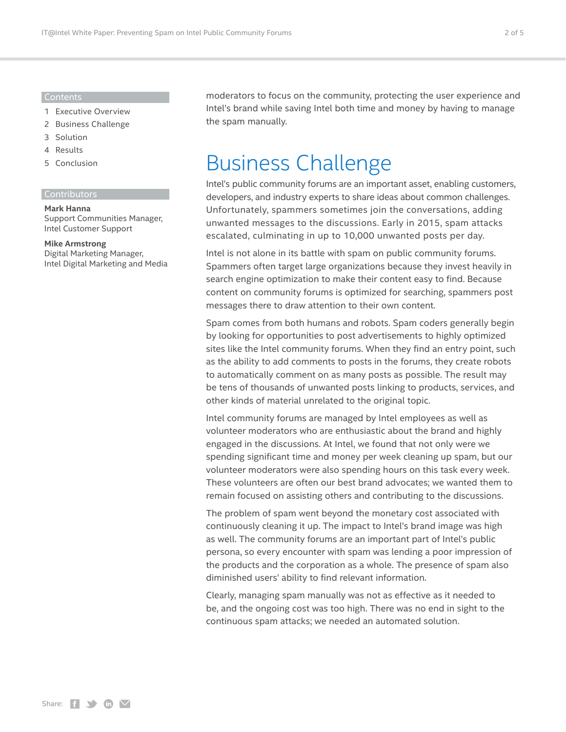## Contents

1 Executive Overview
2 Business Challenge
3 Solution
4 Results
5 Conclusion

## Contributors

**Mark Hanna**
Support Communities Manager, Intel Customer Support

**Mike Armstrong**
Digital Marketing Manager, Intel Digital Marketing and Media

moderators to focus on the community, protecting the user experience and Intel's brand while saving Intel both time and money by having to manage the spam manually.

# Business Challenge

Intel's public community forums are an important asset, enabling customers, developers, and industry experts to share ideas about common challenges. Unfortunately, spammers sometimes join the conversations, adding unwanted messages to the discussions. Early in 2015, spam attacks escalated, culminating in up to 10,000 unwanted posts per day.

Intel is not alone in its battle with spam on public community forums. Spammers often target large organizations because they invest heavily in search engine optimization to make their content easy to find. Because content on community forums is optimized for searching, spammers post messages there to draw attention to their own content.

Spam comes from both humans and robots. Spam coders generally begin by looking for opportunities to post advertisements to highly optimized sites like the Intel community forums. When they find an entry point, such as the ability to add comments to posts in the forums, they create robots to automatically comment on as many posts as possible. The result may be tens of thousands of unwanted posts linking to products, services, and other kinds of material unrelated to the original topic.

Intel community forums are managed by Intel employees as well as volunteer moderators who are enthusiastic about the brand and highly engaged in the discussions. At Intel, we found that not only were we spending significant time and money per week cleaning up spam, but our volunteer moderators were also spending hours on this task every week. These volunteers are often our best brand advocates; we wanted them to remain focused on assisting others and contributing to the discussions.

The problem of spam went beyond the monetary cost associated with continuously cleaning it up. The impact to Intel's brand image was high as well. The community forums are an important part of Intel's public persona, so every encounter with spam was lending a poor impression of the products and the corporation as a whole. The presence of spam also diminished users' ability to find relevant information.

Clearly, managing spam manually was not as effective as it needed to be, and the ongoing cost was too high. There was no end in sight to the continuous spam attacks; we needed an automated solution.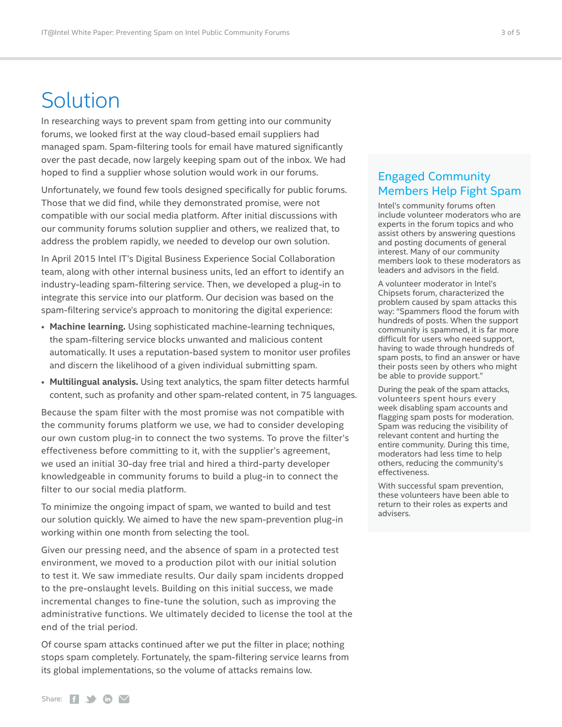# Solution

In researching ways to prevent spam from getting into our community forums, we looked first at the way cloud-based email suppliers had managed spam. Spam-filtering tools for email have matured significantly over the past decade, now largely keeping spam out of the inbox. We had hoped to find a supplier whose solution would work in our forums.

Unfortunately, we found few tools designed specifically for public forums. Those that we did find, while they demonstrated promise, were not compatible with our social media platform. After initial discussions with our community forums solution supplier and others, we realized that, to address the problem rapidly, we needed to develop our own solution.

In April 2015 Intel IT's Digital Business Experience Social Collaboration team, along with other internal business units, led an effort to identify an industry-leading spam-filtering service. Then, we developed a plug-in to integrate this service into our platform. Our decision was based on the spam-filtering service's approach to monitoring the digital experience:

- **Machine learning.** Using sophisticated machine-learning techniques, the spam-filtering service blocks unwanted and malicious content automatically. It uses a reputation-based system to monitor user profiles and discern the likelihood of a given individual submitting spam.
- **Multilingual analysis.** Using text analytics, the spam filter detects harmful content, such as profanity and other spam-related content, in 75 languages.

Because the spam filter with the most promise was not compatible with the community forums platform we use, we had to consider developing our own custom plug-in to connect the two systems. To prove the filter's effectiveness before committing to it, with the supplier's agreement, we used an initial 30-day free trial and hired a third-party developer knowledgeable in community forums to build a plug-in to connect the filter to our social media platform.

To minimize the ongoing impact of spam, we wanted to build and test our solution quickly. We aimed to have the new spam-prevention plug-in working within one month from selecting the tool.

Given our pressing need, and the absence of spam in a protected test environment, we moved to a production pilot with our initial solution to test it. We saw immediate results. Our daily spam incidents dropped to the pre-onslaught levels. Building on this initial success, we made incremental changes to fine-tune the solution, such as improving the administrative functions. We ultimately decided to license the tool at the end of the trial period.

Of course spam attacks continued after we put the filter in place; nothing stops spam completely. Fortunately, the spam-filtering service learns from its global implementations, so the volume of attacks remains low.

## Engaged Community Members Help Fight Spam

Intel's community forums often include volunteer moderators who are experts in the forum topics and who assist others by answering questions and posting documents of general interest. Many of our community members look to these moderators as leaders and advisors in the field.

A volunteer moderator in Intel's Chipsets forum, characterized the problem caused by spam attacks this way: "Spammers flood the forum with hundreds of posts. When the support community is spammed, it is far more difficult for users who need support, having to wade through hundreds of spam posts, to find an answer or have their posts seen by others who might be able to provide support."

During the peak of the spam attacks, volunteers spent hours every week disabling spam accounts and flagging spam posts for moderation. Spam was reducing the visibility of relevant content and hurting the entire community. During this time, moderators had less time to help others, reducing the community's effectiveness.

With successful spam prevention, these volunteers have been able to return to their roles as experts and advisers.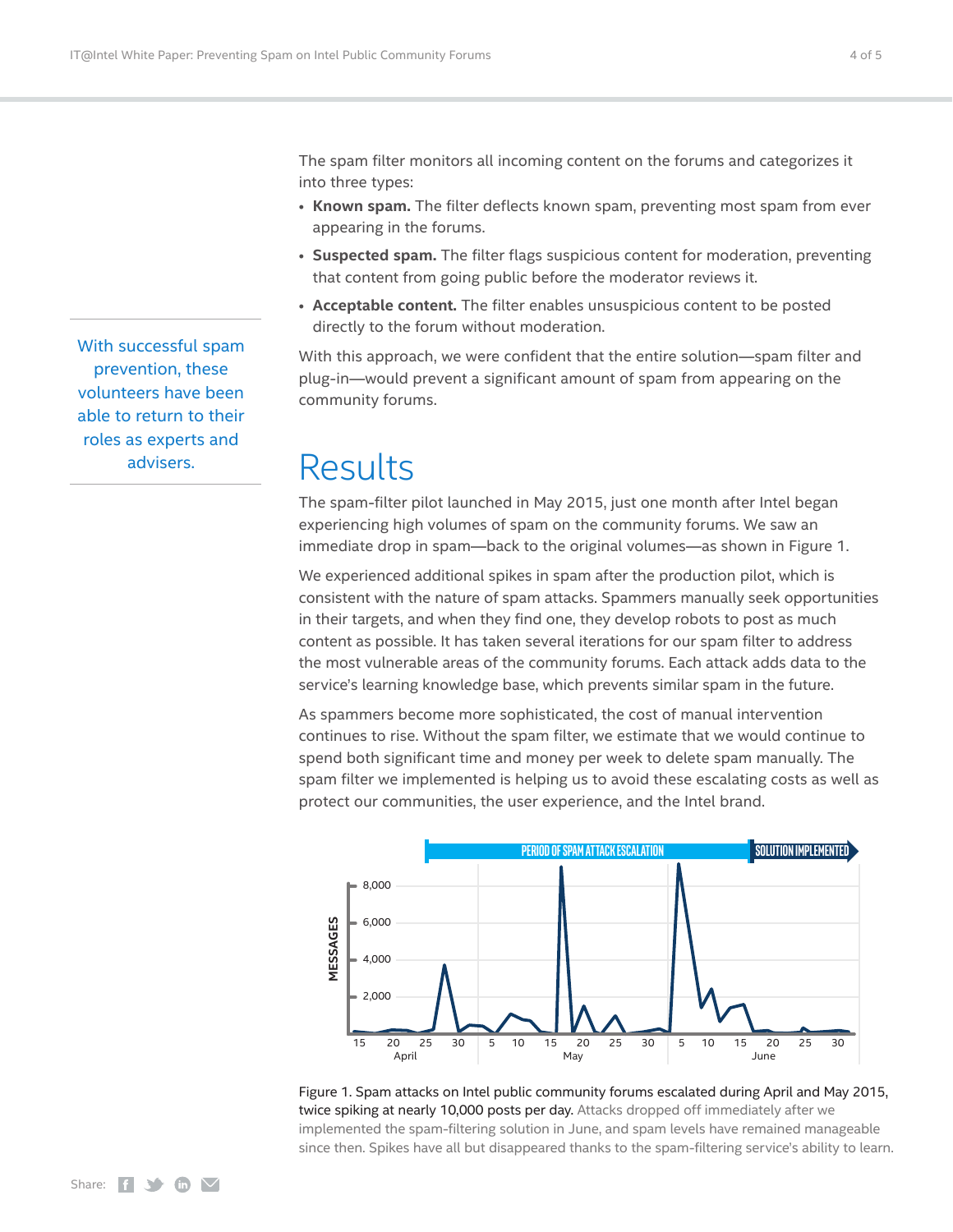The spam filter monitors all incoming content on the forums and categorizes it into three types:

- **Known spam.** The filter deflects known spam, preventing most spam from ever appearing in the forums.
- **Suspected spam.** The filter flags suspicious content for moderation, preventing that content from going public before the moderator reviews it.
- **Acceptable content.** The filter enables unsuspicious content to be posted directly to the forum without moderation.

With this approach, we were confident that the entire solution—spam filter and plug-in—would prevent a significant amount of spam from appearing on the community forums.

With successful spam prevention, these volunteers have been able to return to their roles as experts and advisers.

## Results

The spam-filter pilot launched in May 2015, just one month after Intel began experiencing high volumes of spam on the community forums. We saw an immediate drop in spam—back to the original volumes—as shown in Figure 1.

We experienced additional spikes in spam after the production pilot, which is consistent with the nature of spam attacks. Spammers manually seek opportunities in their targets, and when they find one, they develop robots to post as much content as possible. It has taken several iterations for our spam filter to address the most vulnerable areas of the community forums. Each attack adds data to the service's learning knowledge base, which prevents similar spam in the future.

As spammers become more sophisticated, the cost of manual intervention continues to rise. Without the spam filter, we estimate that we would continue to spend both significant time and money per week to delete spam manually. The spam filter we implemented is helping us to avoid these escalating costs as well as protect our communities, the user experience, and the Intel brand.

Figure 1. Spam attacks on Intel public community forums escalated during April and May 2015, twice spiking at nearly 10,000 posts per day. Attacks dropped off immediately after we implemented the spam-filtering solution in June, and spam levels have remained manageable since then. Spikes have all but disappeared thanks to the spam-filtering service's ability to learn.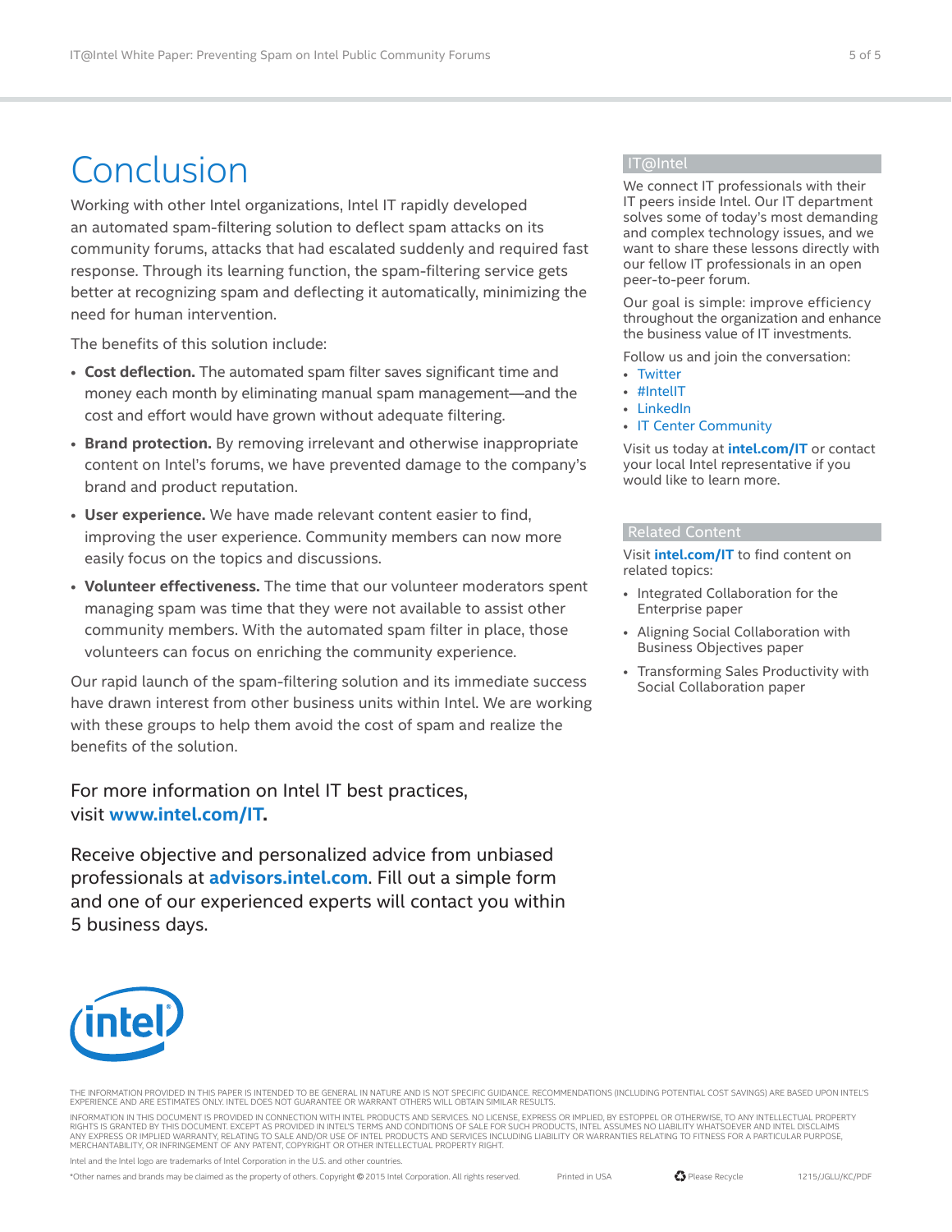# Conclusion

Working with other Intel organizations, Intel IT rapidly developed an automated spam-filtering solution to deflect spam attacks on its community forums, attacks that had escalated suddenly and required fast response. Through its learning function, the spam-filtering service gets better at recognizing spam and deflecting it automatically, minimizing the need for human intervention.

The benefits of this solution include:

- **Cost deflection.** The automated spam filter saves significant time and money each month by eliminating manual spam management—and the cost and effort would have grown without adequate filtering.
- **Brand protection.** By removing irrelevant and otherwise inappropriate content on Intel's forums, we have prevented damage to the company's brand and product reputation.
- **User experience.** We have made relevant content easier to find, improving the user experience. Community members can now more easily focus on the topics and discussions.
- **Volunteer effectiveness.** The time that our volunteer moderators spent managing spam was time that they were not available to assist other community members. With the automated spam filter in place, those volunteers can focus on enriching the community experience.

Our rapid launch of the spam-filtering solution and its immediate success have drawn interest from other business units within Intel. We are working with these groups to help them avoid the cost of spam and realize the benefits of the solution.

For more information on Intel IT best practices, visit **www.intel.com/IT**.

Receive objective and personalized advice from unbiased professionals at **advisors.intel.com**. Fill out a simple form and one of our experienced experts will contact you within 5 business days.

## IT@Intel

We connect IT professionals with their IT peers inside Intel. Our IT department solves some of today's most demanding and complex technology issues, and we want to share these lessons directly with our fellow IT professionals in an open peer-to-peer forum.

Our goal is simple: improve efficiency throughout the organization and enhance the business value of IT investments.

Follow us and join the conversation:

- Twitter
- #IntelIT
- LinkedIn
- IT Center Community

Visit us today at **intel.com/IT** or contact your local Intel representative if you would like to learn more.

## Related Content

Visit **intel.com/IT** to find content on related topics:

- Integrated Collaboration for the Enterprise paper
- Aligning Social Collaboration with Business Objectives paper
- Transforming Sales Productivity with Social Collaboration paper

THE INFORMATION PROVIDED IN THIS PAPER IS INTENDED TO BE GENERAL IN NATURE AND IS NOT SPECIFIC GUIDANCE. RECOMMENDATIONS (INCLUDING POTENTIAL COST SAVINGS) ARE BASED UPON INTEL'S EXPERIENCE AND ARE ESTIMATES ONLY. INTEL DOES NOT GUARANTEE OR WARRANT OTHERS WILL OBTAIN SIMILAR RESULTS.

INFORMATION IN THIS DOCUMENT IS PROVIDED IN CONNECTION WITH INTEL PRODUCTS AND SERVICES. NO LICENSE, EXPRESS OR IMPLIED, BY ESTOPPEL OR OTHERWISE, TO ANY INTELLECTUAL PROPERTY RIGHTS IS GRANTED BY THIS DOCUMENT. EXCEPT AS PROVIDED IN INTEL'S TERMS AND CONDITIONS OF SALE FOR SUCH PRODUCTS, INTEL ASSUMES NO LIABILITY WHATSOEVER AND INTEL DISCLAIMS ANY EXPRESS OR IMPLIED WARRANTY, RELATING TO SALE AND/OR USE OF INTEL PRODUCTS AND SERVICES INCLUDING LIABILITY OR WARRANTIES RELATING TO FITNESS FOR A PARTICULAR PURPOSE, MERCHANTABILITY, OR INFRINGEMENT OF ANY PATENT, COPYRIGHT OR OTHER INTELLECTUAL PROPERTY RIGHT.

Intel and the Intel logo are trademarks of Intel Corporation in the U.S. and other countries.

*Other names and brands may be claimed as the property of others. Copyright © 2015 Intel Corporation. All rights reserved. Printed in USA Please Recycle 1215/JGLU/KC/PDF